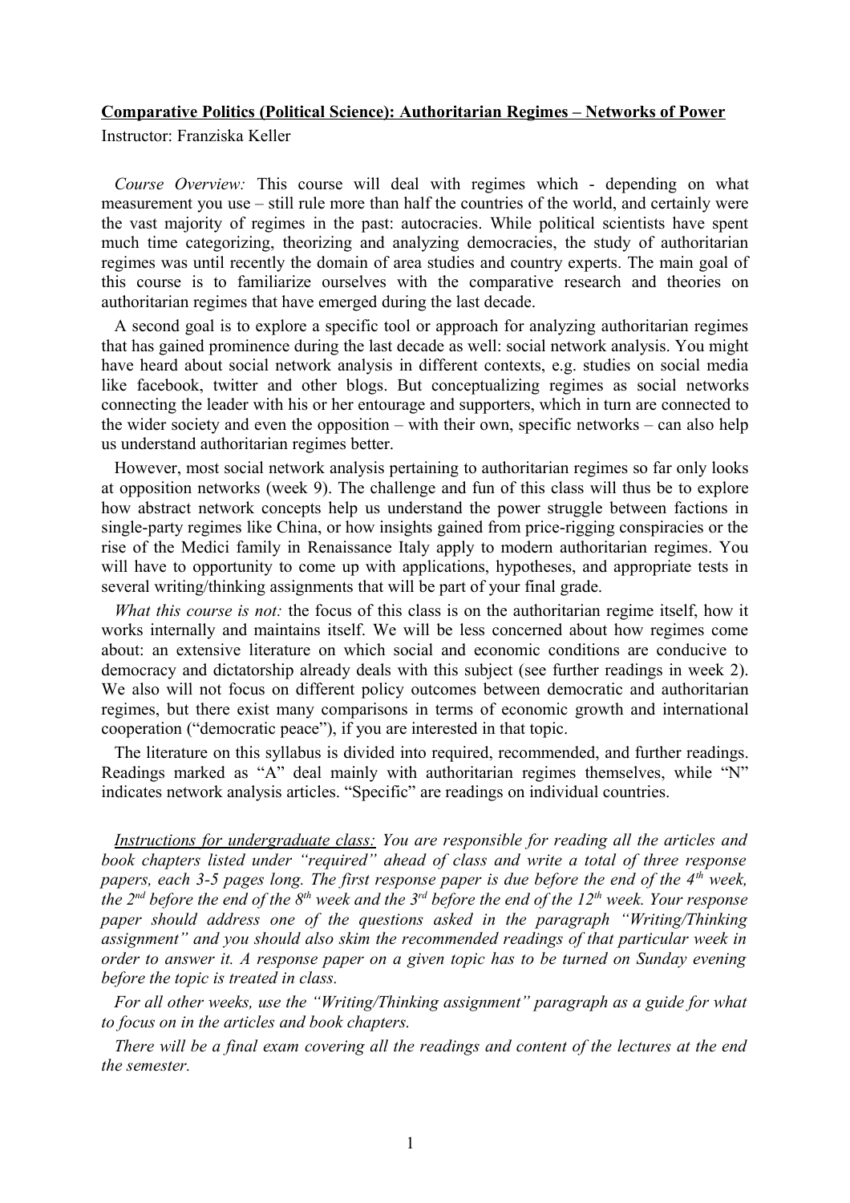**Comparative Politics (Political Science): Authoritarian Regimes – Networks of Power**

Instructor: Franziska Keller

*Course Overview:* This course will deal with regimes which - depending on what measurement you use – still rule more than half the countries of the world, and certainly were the vast majority of regimes in the past: autocracies. While political scientists have spent much time categorizing, theorizing and analyzing democracies, the study of authoritarian regimes was until recently the domain of area studies and country experts. The main goal of this course is to familiarize ourselves with the comparative research and theories on authoritarian regimes that have emerged during the last decade.

A second goal is to explore a specific tool or approach for analyzing authoritarian regimes that has gained prominence during the last decade as well: social network analysis. You might have heard about social network analysis in different contexts, e.g. studies on social media like facebook, twitter and other blogs. But conceptualizing regimes as social networks connecting the leader with his or her entourage and supporters, which in turn are connected to the wider society and even the opposition – with their own, specific networks – can also help us understand authoritarian regimes better.

However, most social network analysis pertaining to authoritarian regimes so far only looks at opposition networks (week 9). The challenge and fun of this class will thus be to explore how abstract network concepts help us understand the power struggle between factions in single-party regimes like China, or how insights gained from price-rigging conspiracies or the rise of the Medici family in Renaissance Italy apply to modern authoritarian regimes. You will have to opportunity to come up with applications, hypotheses, and appropriate tests in several writing/thinking assignments that will be part of your final grade.

*What this course is not:* the focus of this class is on the authoritarian regime itself, how it works internally and maintains itself. We will be less concerned about how regimes come about: an extensive literature on which social and economic conditions are conducive to democracy and dictatorship already deals with this subject (see further readings in week 2). We also will not focus on different policy outcomes between democratic and authoritarian regimes, but there exist many comparisons in terms of economic growth and international cooperation ("democratic peace"), if you are interested in that topic.

The literature on this syllabus is divided into required, recommended, and further readings. Readings marked as "A" deal mainly with authoritarian regimes themselves, while "N" indicates network analysis articles. "Specific" are readings on individual countries.

*<u>Instructions for undergraduate class:</u> You are responsible for reading all the articles and book chapters listed under "required" ahead of class and write a total of three response papers, each 3-5 pages long. The first response paper is due before the end of the 4th week, the 2nd before the end of the 8th week and the 3rd before the end of the 12th week. Your response paper should address one of the questions asked in the paragraph "Writing/Thinking assignment" and you should also skim the recommended readings of that particular week in order to answer it. A response paper on a given topic has to be turned on Sunday evening before the topic is treated in class.*

*For all other weeks, use the "Writing/Thinking assignment" paragraph as a guide for what to focus on in the articles and book chapters.*

*There will be a final exam covering all the readings and content of the lectures at the end the semester.*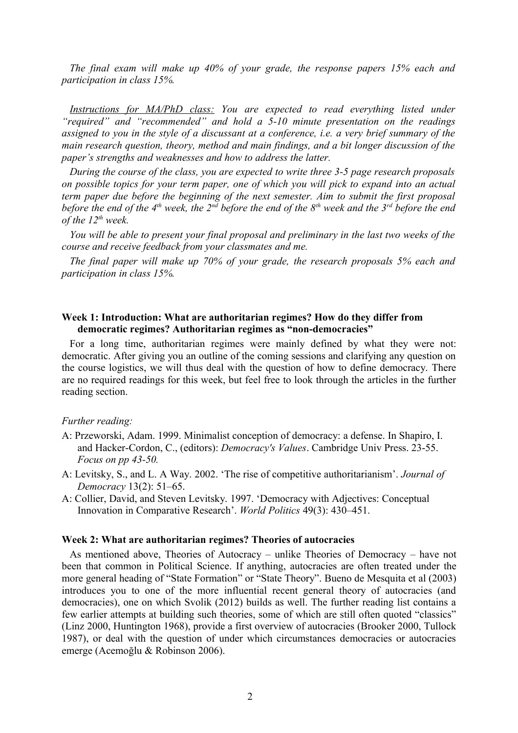*The final exam will make up 40% of your grade, the response papers 15% each and participation in class 15%.*

*Instructions for MA/PhD class: You are expected to read everything listed under "required" and "recommended" and hold a 5-10 minute presentation on the readings assigned to you in the style of a discussant at a conference, i.e. a very brief summary of the main research question, theory, method and main findings, and a bit longer discussion of the paper's strengths and weaknesses and how to address the latter.*

*During the course of the class, you are expected to write three 3-5 page research proposals on possible topics for your term paper, one of which you will pick to expand into an actual term paper due before the beginning of the next semester. Aim to submit the first proposal before the end of the 4th week, the 2nd before the end of the 8th week and the 3rd before the end of the 12th week.*

*You will be able to present your final proposal and preliminary in the last two weeks of the course and receive feedback from your classmates and me.*

*The final paper will make up 70% of your grade, the research proposals 5% each and participation in class 15%.*

### Week 1: Introduction: What are authoritarian regimes? How do they differ from democratic regimes? Authoritarian regimes as "non-democracies"

For a long time, authoritarian regimes were mainly defined by what they were not: democratic. After giving you an outline of the coming sessions and clarifying any question on the course logistics, we will thus deal with the question of how to define democracy. There are no required readings for this week, but feel free to look through the articles in the further reading section.

*Further reading:*

A: Przeworski, Adam. 1999. Minimalist conception of democracy: a defense. In Shapiro, I. and Hacker-Cordon, C., (editors): *Democracy's Values*. Cambridge Univ Press. 23-55. *Focus on pp 43-50.*

A: Levitsky, S., and L. A Way. 2002. 'The rise of competitive authoritarianism'. *Journal of Democracy* 13(2): 51–65.

A: Collier, David, and Steven Levitsky. 1997. 'Democracy with Adjectives: Conceptual Innovation in Comparative Research'. *World Politics* 49(3): 430–451.

### Week 2: What are authoritarian regimes? Theories of autocracies

As mentioned above, Theories of Autocracy – unlike Theories of Democracy – have not been that common in Political Science. If anything, autocracies are often treated under the more general heading of "State Formation" or "State Theory". Bueno de Mesquita et al (2003) introduces you to one of the more influential recent general theory of autocracies (and democracies), one on which Svolik (2012) builds as well. The further reading list contains a few earlier attempts at building such theories, some of which are still often quoted "classics" (Linz 2000, Huntington 1968), provide a first overview of autocracies (Brooker 2000, Tullock 1987), or deal with the question of under which circumstances democracies or autocracies emerge (Acemoğlu & Robinson 2006).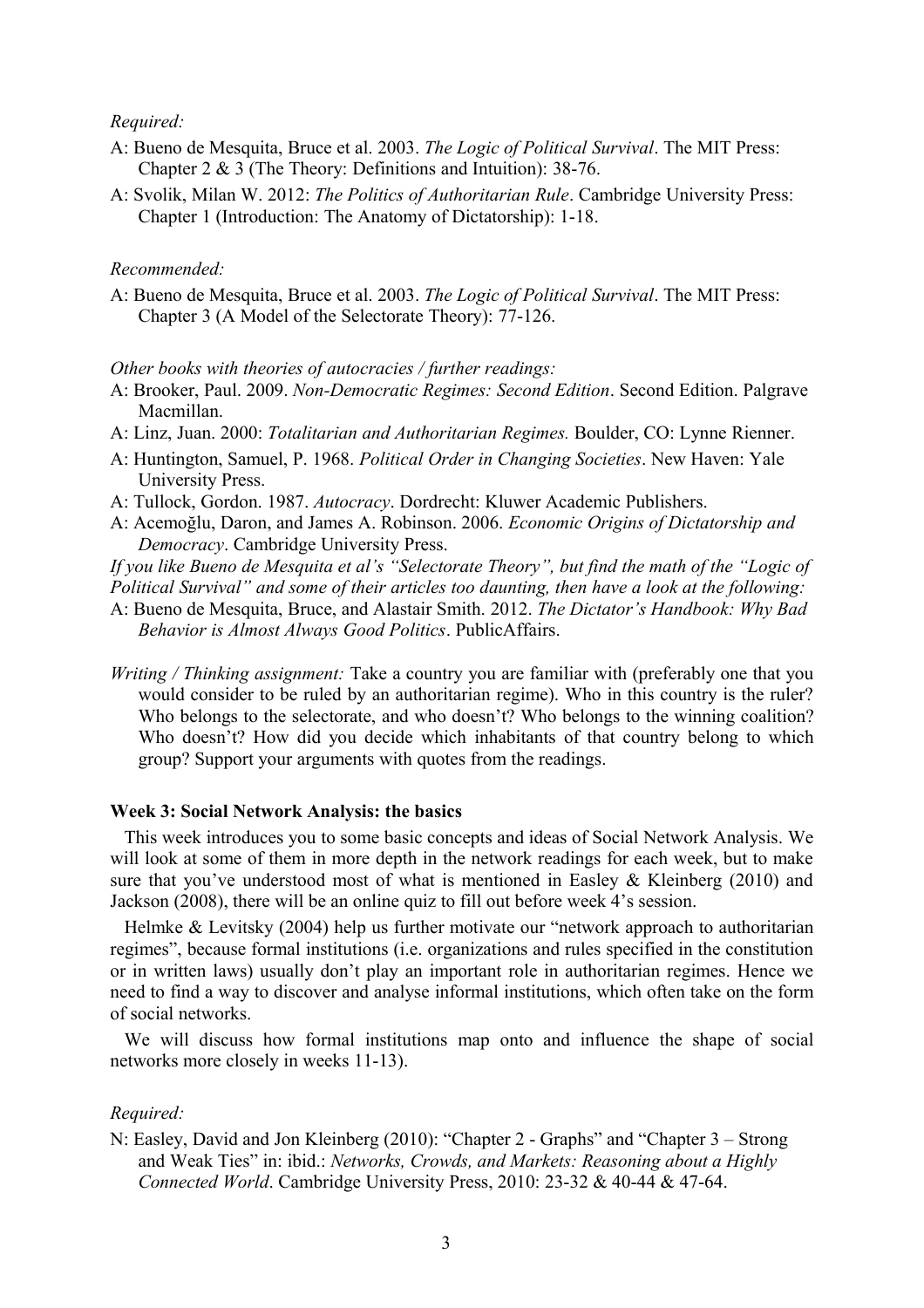*Required:*

A: Bueno de Mesquita, Bruce et al. 2003. *The Logic of Political Survival*. The MIT Press: Chapter 2 & 3 (The Theory: Definitions and Intuition): 38-76.

A: Svolik, Milan W. 2012: *The Politics of Authoritarian Rule*. Cambridge University Press: Chapter 1 (Introduction: The Anatomy of Dictatorship): 1-18.

*Recommended:*

A: Bueno de Mesquita, Bruce et al. 2003. *The Logic of Political Survival*. The MIT Press: Chapter 3 (A Model of the Selectorate Theory): 77-126.

*Other books with theories of autocracies / further readings:*

A: Brooker, Paul. 2009. *Non-Democratic Regimes: Second Edition*. Second Edition. Palgrave Macmillan.

A: Linz, Juan. 2000: *Totalitarian and Authoritarian Regimes.* Boulder, CO: Lynne Rienner.

A: Huntington, Samuel, P. 1968. *Political Order in Changing Societies*. New Haven: Yale University Press.

A: Tullock, Gordon. 1987. *Autocracy*. Dordrecht: Kluwer Academic Publishers.

A: Acemoğlu, Daron, and James A. Robinson. 2006. *Economic Origins of Dictatorship and Democracy*. Cambridge University Press.

*If you like Bueno de Mesquita et al's "Selectorate Theory", but find the math of the "Logic of Political Survival" and some of their articles too daunting, then have a look at the following:*

A: Bueno de Mesquita, Bruce, and Alastair Smith. 2012. *The Dictator's Handbook: Why Bad Behavior is Almost Always Good Politics*. PublicAffairs.

*Writing / Thinking assignment:* Take a country you are familiar with (preferably one that you would consider to be ruled by an authoritarian regime). Who in this country is the ruler? Who belongs to the selectorate, and who doesn't? Who belongs to the winning coalition? Who doesn't? How did you decide which inhabitants of that country belong to which group? Support your arguments with quotes from the readings.

**Week 3: Social Network Analysis: the basics**

This week introduces you to some basic concepts and ideas of Social Network Analysis. We will look at some of them in more depth in the network readings for each week, but to make sure that you've understood most of what is mentioned in Easley & Kleinberg (2010) and Jackson (2008), there will be an online quiz to fill out before week 4's session.

Helmke & Levitsky (2004) help us further motivate our "network approach to authoritarian regimes", because formal institutions (i.e. organizations and rules specified in the constitution or in written laws) usually don't play an important role in authoritarian regimes. Hence we need to find a way to discover and analyse informal institutions, which often take on the form of social networks.

We will discuss how formal institutions map onto and influence the shape of social networks more closely in weeks 11-13).

*Required:*

N: Easley, David and Jon Kleinberg (2010): "Chapter 2 - Graphs" and "Chapter 3 – Strong and Weak Ties" in: ibid.: *Networks, Crowds, and Markets: Reasoning about a Highly Connected World*. Cambridge University Press, 2010: 23-32 & 40-44 & 47-64.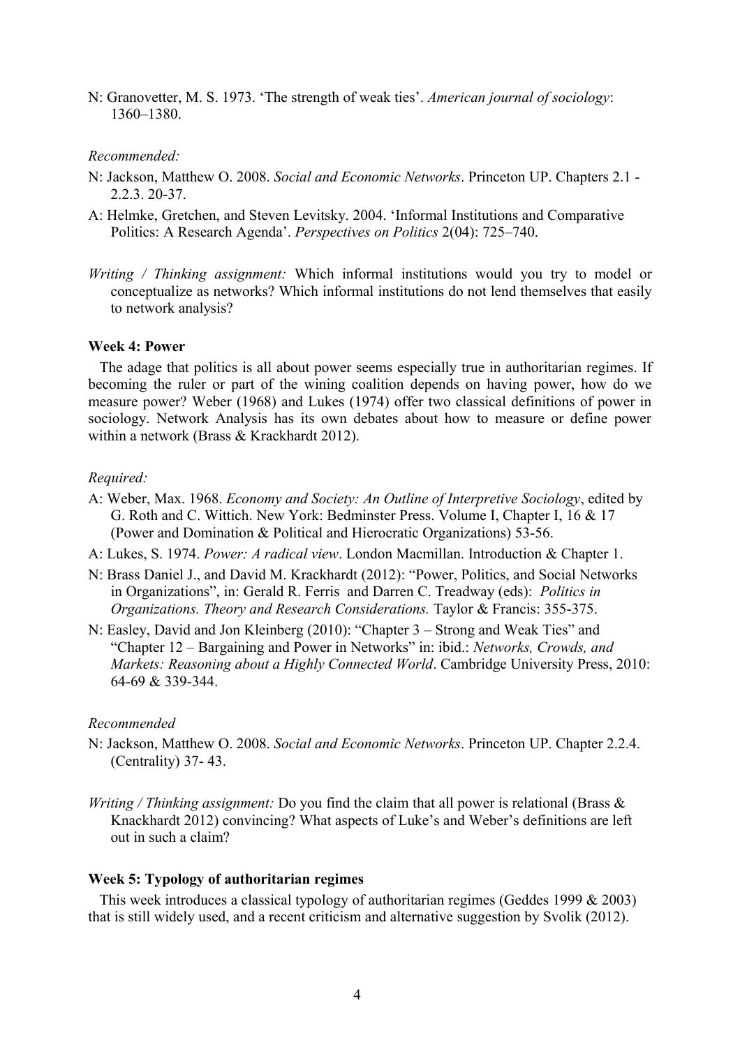N: Granovetter, M. S. 1973. 'The strength of weak ties'. *American journal of sociology*: 1360–1380.

*Recommended:*

N: Jackson, Matthew O. 2008. *Social and Economic Networks*. Princeton UP. Chapters 2.1 - 2.2.3. 20-37.

A: Helmke, Gretchen, and Steven Levitsky. 2004. 'Informal Institutions and Comparative Politics: A Research Agenda'. *Perspectives on Politics* 2(04): 725–740.

*Writing / Thinking assignment:* Which informal institutions would you try to model or conceptualize as networks? Which informal institutions do not lend themselves that easily to network analysis?

**Week 4: Power**

The adage that politics is all about power seems especially true in authoritarian regimes. If becoming the ruler or part of the wining coalition depends on having power, how do we measure power? Weber (1968) and Lukes (1974) offer two classical definitions of power in sociology. Network Analysis has its own debates about how to measure or define power within a network (Brass & Krackhardt 2012).

*Required:*

A: Weber, Max. 1968. *Economy and Society: An Outline of Interpretive Sociology*, edited by G. Roth and C. Wittich. New York: Bedminster Press. Volume I, Chapter I, 16 & 17 (Power and Domination & Political and Hierocratic Organizations) 53-56.

A: Lukes, S. 1974. *Power: A radical view*. London Macmillan. Introduction & Chapter 1.

N: Brass Daniel J., and David M. Krackhardt (2012): "Power, Politics, and Social Networks in Organizations", in: Gerald R. Ferris and Darren C. Treadway (eds): *Politics in Organizations. Theory and Research Considerations.* Taylor & Francis: 355-375.

N: Easley, David and Jon Kleinberg (2010): "Chapter 3 – Strong and Weak Ties" and "Chapter 12 – Bargaining and Power in Networks" in: ibid.: *Networks, Crowds, and Markets: Reasoning about a Highly Connected World*. Cambridge University Press, 2010: 64-69 & 339-344.

*Recommended*

N: Jackson, Matthew O. 2008. *Social and Economic Networks*. Princeton UP. Chapter 2.2.4. (Centrality) 37- 43.

*Writing / Thinking assignment:* Do you find the claim that all power is relational (Brass & Knackhardt 2012) convincing? What aspects of Luke's and Weber's definitions are left out in such a claim?

**Week 5: Typology of authoritarian regimes**

This week introduces a classical typology of authoritarian regimes (Geddes 1999 & 2003) that is still widely used, and a recent criticism and alternative suggestion by Svolik (2012).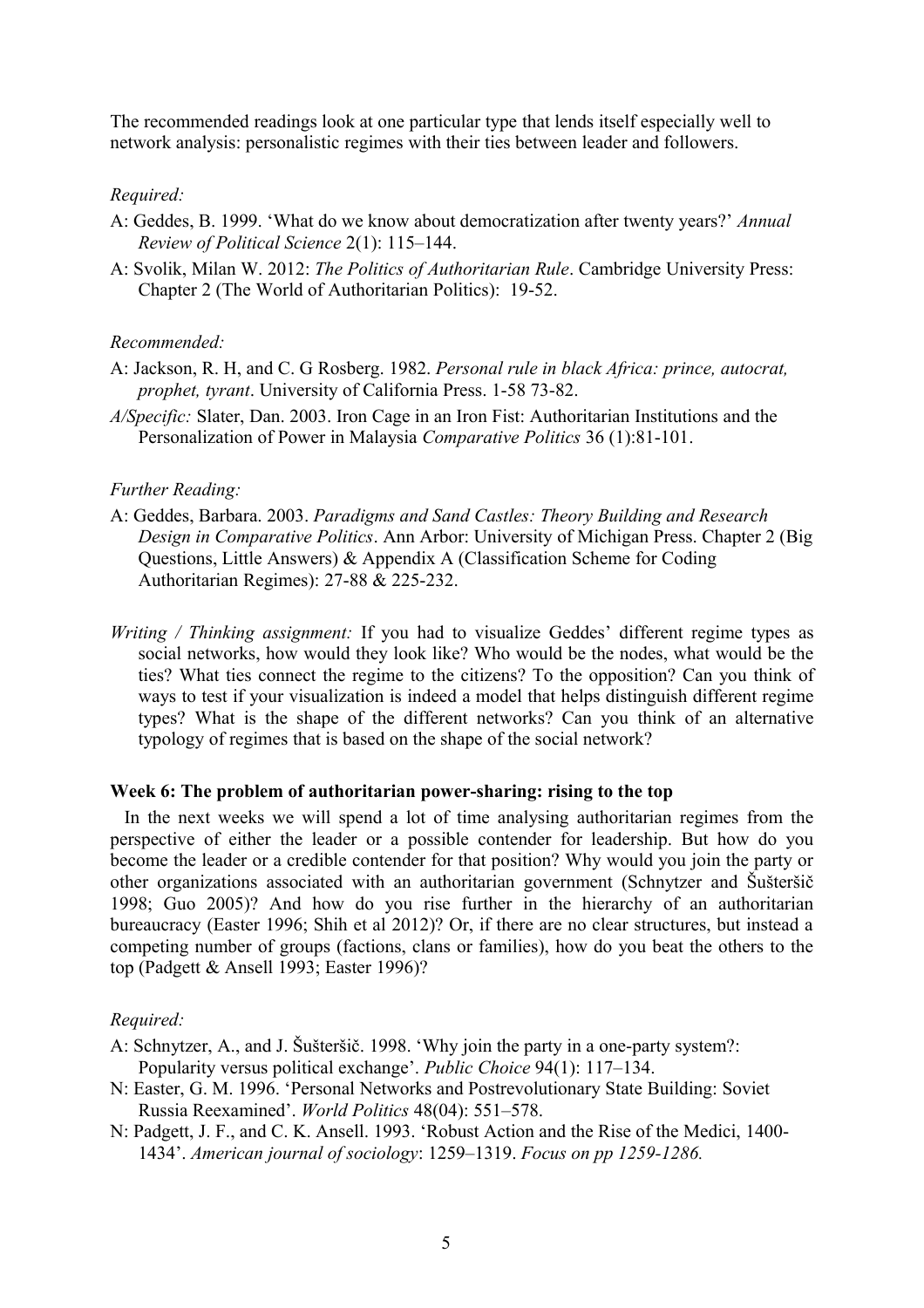The recommended readings look at one particular type that lends itself especially well to network analysis: personalistic regimes with their ties between leader and followers.

*Required:*

A: Geddes, B. 1999. 'What do we know about democratization after twenty years?' *Annual Review of Political Science* 2(1): 115–144.

A: Svolik, Milan W. 2012: *The Politics of Authoritarian Rule*. Cambridge University Press: Chapter 2 (The World of Authoritarian Politics): 19-52.

*Recommended:*

A: Jackson, R. H, and C. G Rosberg. 1982. *Personal rule in black Africa: prince, autocrat, prophet, tyrant*. University of California Press. 1-58 73-82.

*A/Specific:* Slater, Dan. 2003. Iron Cage in an Iron Fist: Authoritarian Institutions and the Personalization of Power in Malaysia *Comparative Politics* 36 (1):81-101.

*Further Reading:*

A: Geddes, Barbara. 2003. *Paradigms and Sand Castles: Theory Building and Research Design in Comparative Politics*. Ann Arbor: University of Michigan Press. Chapter 2 (Big Questions, Little Answers) & Appendix A (Classification Scheme for Coding Authoritarian Regimes): 27-88 & 225-232.

*Writing / Thinking assignment:* If you had to visualize Geddes' different regime types as social networks, how would they look like? Who would be the nodes, what would be the ties? What ties connect the regime to the citizens? To the opposition? Can you think of ways to test if your visualization is indeed a model that helps distinguish different regime types? What is the shape of the different networks? Can you think of an alternative typology of regimes that is based on the shape of the social network?

### Week 6: The problem of authoritarian power-sharing: rising to the top

In the next weeks we will spend a lot of time analysing authoritarian regimes from the perspective of either the leader or a possible contender for leadership. But how do you become the leader or a credible contender for that position? Why would you join the party or other organizations associated with an authoritarian government (Schnytzer and Šušteršič 1998; Guo 2005)? And how do you rise further in the hierarchy of an authoritarian bureaucracy (Easter 1996; Shih et al 2012)? Or, if there are no clear structures, but instead a competing number of groups (factions, clans or families), how do you beat the others to the top (Padgett & Ansell 1993; Easter 1996)?

*Required:*

A: Schnytzer, A., and J. Šušteršič. 1998. 'Why join the party in a one-party system?: Popularity versus political exchange'. *Public Choice* 94(1): 117–134.

N: Easter, G. M. 1996. 'Personal Networks and Postrevolutionary State Building: Soviet Russia Reexamined'. *World Politics* 48(04): 551–578.

N: Padgett, J. F., and C. K. Ansell. 1993. 'Robust Action and the Rise of the Medici, 1400-1434'. *American journal of sociology*: 1259–1319. *Focus on pp 1259-1286.*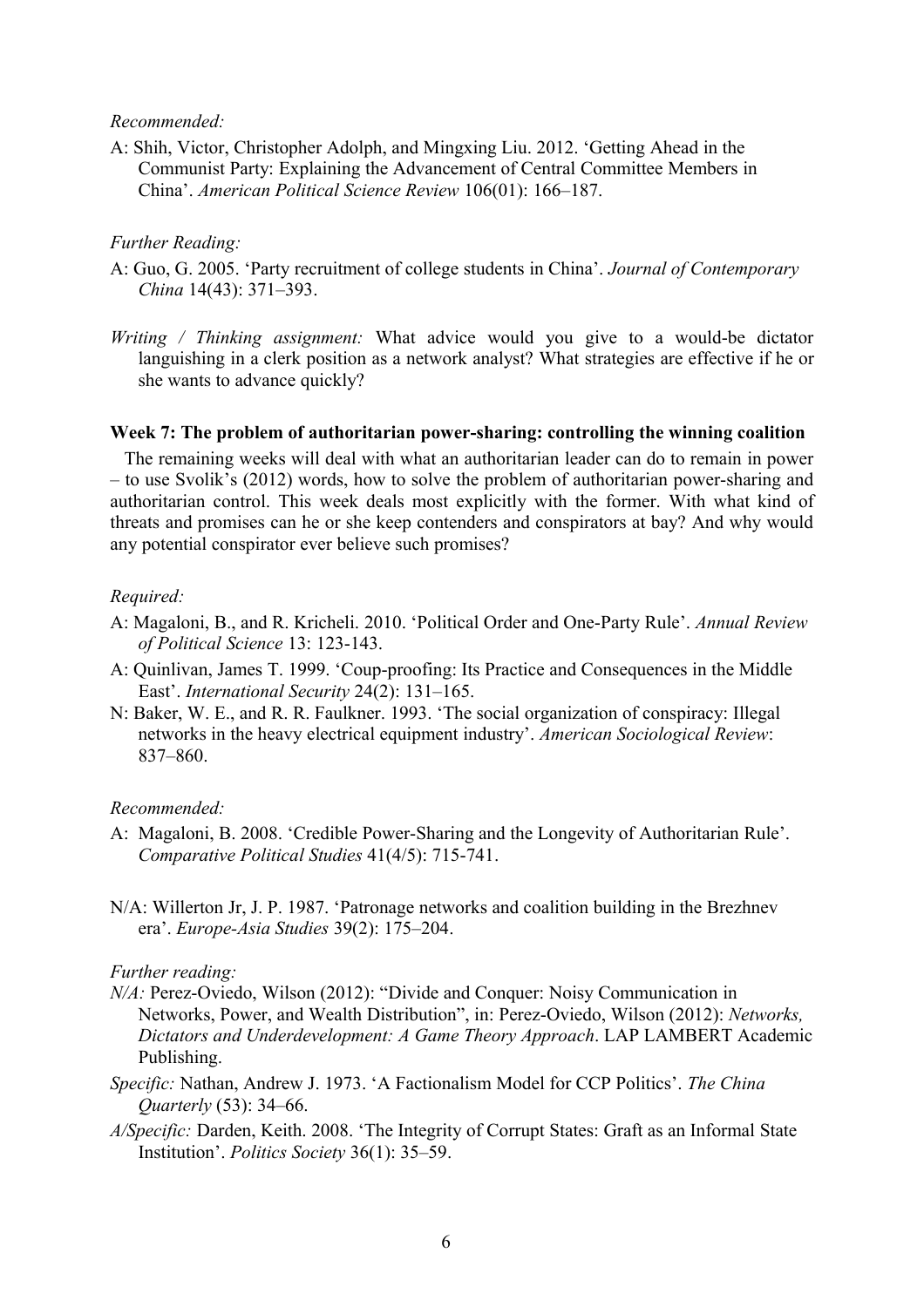*Recommended:*

A: Shih, Victor, Christopher Adolph, and Mingxing Liu. 2012. 'Getting Ahead in the Communist Party: Explaining the Advancement of Central Committee Members in China'. *American Political Science Review* 106(01): 166–187.

*Further Reading:*

A: Guo, G. 2005. 'Party recruitment of college students in China'. *Journal of Contemporary China* 14(43): 371–393.

*Writing / Thinking assignment:* What advice would you give to a would-be dictator languishing in a clerk position as a network analyst? What strategies are effective if he or she wants to advance quickly?

**Week 7: The problem of authoritarian power-sharing: controlling the winning coalition**

The remaining weeks will deal with what an authoritarian leader can do to remain in power – to use Svolik's (2012) words, how to solve the problem of authoritarian power-sharing and authoritarian control. This week deals most explicitly with the former. With what kind of threats and promises can he or she keep contenders and conspirators at bay? And why would any potential conspirator ever believe such promises?

*Required:*

A: Magaloni, B., and R. Kricheli. 2010. 'Political Order and One-Party Rule'. *Annual Review of Political Science* 13: 123-143.

A: Quinlivan, James T. 1999. 'Coup-proofing: Its Practice and Consequences in the Middle East'. *International Security* 24(2): 131–165.

N: Baker, W. E., and R. R. Faulkner. 1993. 'The social organization of conspiracy: Illegal networks in the heavy electrical equipment industry'. *American Sociological Review*: 837–860.

*Recommended:*

A: Magaloni, B. 2008. 'Credible Power-Sharing and the Longevity of Authoritarian Rule'. *Comparative Political Studies* 41(4/5): 715-741.

N/A: Willerton Jr, J. P. 1987. 'Patronage networks and coalition building in the Brezhnev era'. *Europe-Asia Studies* 39(2): 175–204.

*Further reading:*

*N/A:* Perez-Oviedo, Wilson (2012): "Divide and Conquer: Noisy Communication in Networks, Power, and Wealth Distribution", in: Perez-Oviedo, Wilson (2012): *Networks, Dictators and Underdevelopment: A Game Theory Approach*. LAP LAMBERT Academic Publishing.

*Specific:* Nathan, Andrew J. 1973. 'A Factionalism Model for CCP Politics'. *The China Quarterly* (53): 34–66.

*A/Specific:* Darden, Keith. 2008. 'The Integrity of Corrupt States: Graft as an Informal State Institution'. *Politics Society* 36(1): 35–59.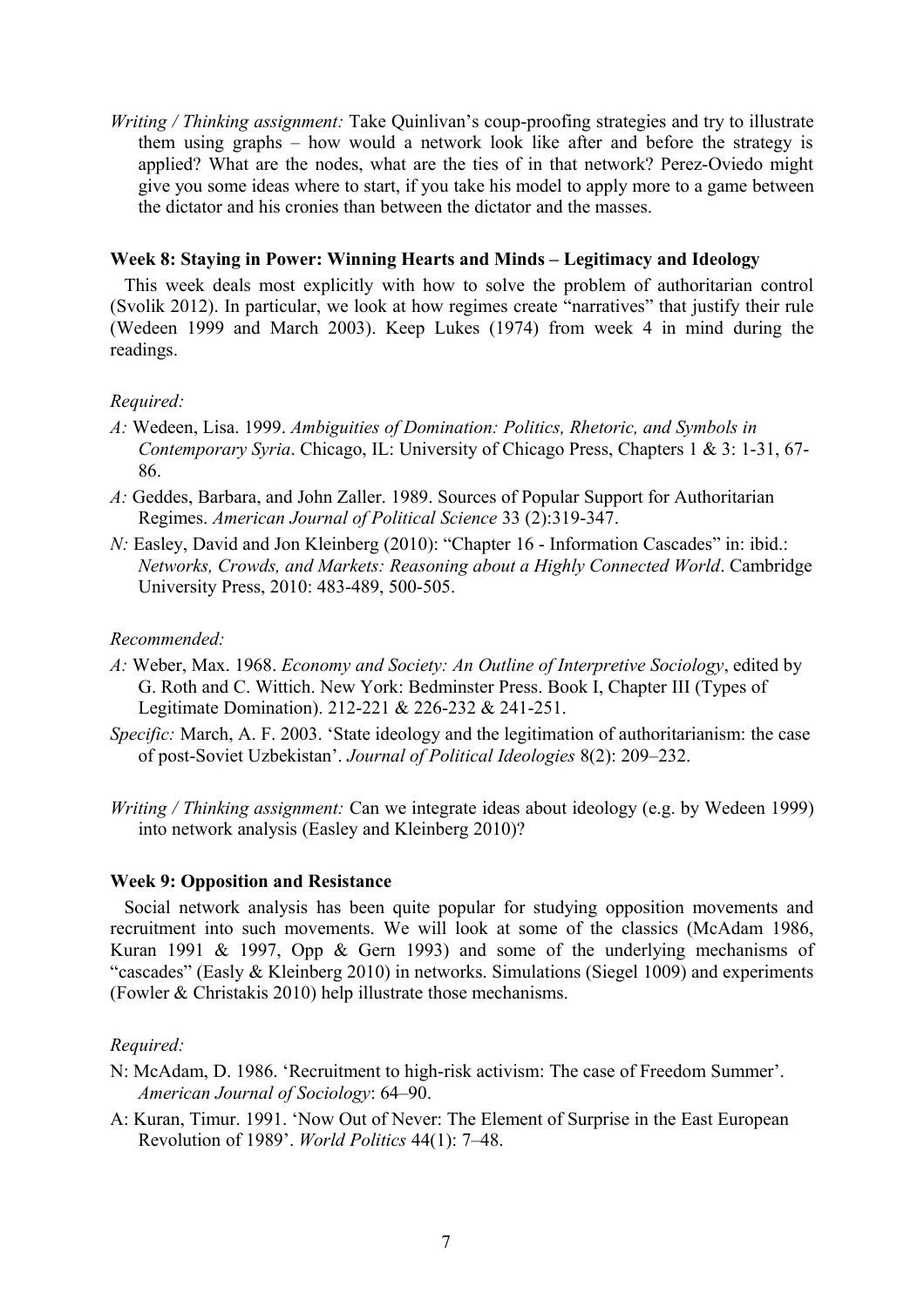*Writing / Thinking assignment:* Take Quinlivan's coup-proofing strategies and try to illustrate them using graphs – how would a network look like after and before the strategy is applied? What are the nodes, what are the ties of in that network? Perez-Oviedo might give you some ideas where to start, if you take his model to apply more to a game between the dictator and his cronies than between the dictator and the masses.

**Week 8: Staying in Power: Winning Hearts and Minds – Legitimacy and Ideology**

This week deals most explicitly with how to solve the problem of authoritarian control (Svolik 2012). In particular, we look at how regimes create "narratives" that justify their rule (Wedeen 1999 and March 2003). Keep Lukes (1974) from week 4 in mind during the readings.

*Required:*

*A:* Wedeen, Lisa. 1999. *Ambiguities of Domination: Politics, Rhetoric, and Symbols in Contemporary Syria*. Chicago, IL: University of Chicago Press, Chapters 1 & 3: 1-31, 67-86.

*A:* Geddes, Barbara, and John Zaller. 1989. Sources of Popular Support for Authoritarian Regimes. *American Journal of Political Science* 33 (2):319-347.

*N:* Easley, David and Jon Kleinberg (2010): "Chapter 16 - Information Cascades" in: ibid.: *Networks, Crowds, and Markets: Reasoning about a Highly Connected World*. Cambridge University Press, 2010: 483-489, 500-505.

*Recommended:*

*A:* Weber, Max. 1968. *Economy and Society: An Outline of Interpretive Sociology*, edited by G. Roth and C. Wittich. New York: Bedminster Press. Book I, Chapter III (Types of Legitimate Domination). 212-221 & 226-232 & 241-251.

*Specific:* March, A. F. 2003. 'State ideology and the legitimation of authoritarianism: the case of post-Soviet Uzbekistan'. *Journal of Political Ideologies* 8(2): 209–232.

*Writing / Thinking assignment:* Can we integrate ideas about ideology (e.g. by Wedeen 1999) into network analysis (Easley and Kleinberg 2010)?

**Week 9: Opposition and Resistance**

Social network analysis has been quite popular for studying opposition movements and recruitment into such movements. We will look at some of the classics (McAdam 1986, Kuran 1991 & 1997, Opp & Gern 1993) and some of the underlying mechanisms of "cascades" (Easly & Kleinberg 2010) in networks. Simulations (Siegel 1009) and experiments (Fowler & Christakis 2010) help illustrate those mechanisms.

*Required:*

N: McAdam, D. 1986. 'Recruitment to high-risk activism: The case of Freedom Summer'. *American Journal of Sociology*: 64–90.

A: Kuran, Timur. 1991. 'Now Out of Never: The Element of Surprise in the East European Revolution of 1989'. *World Politics* 44(1): 7–48.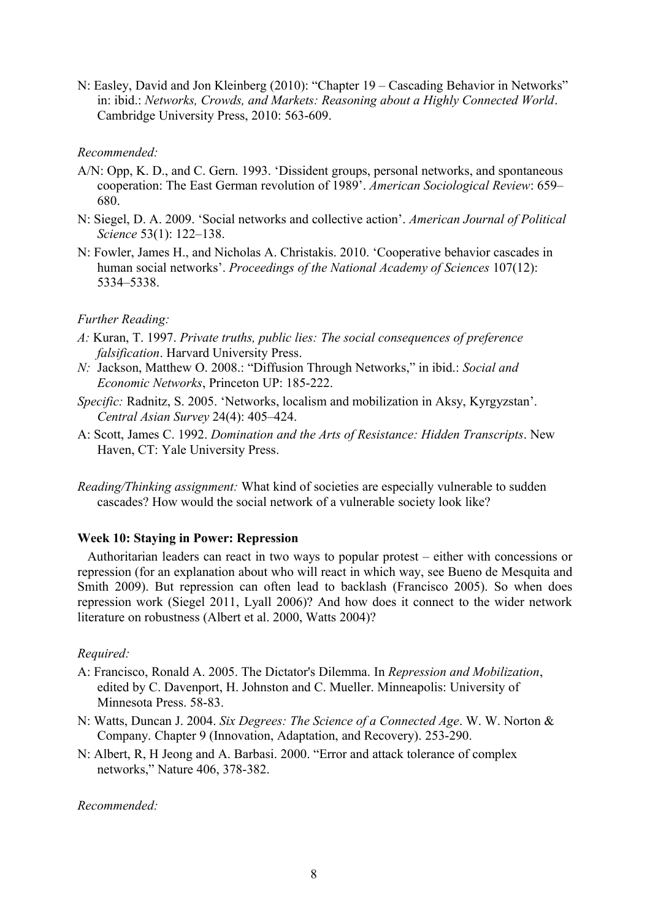N: Easley, David and Jon Kleinberg (2010): "Chapter 19 – Cascading Behavior in Networks" in: ibid.: *Networks, Crowds, and Markets: Reasoning about a Highly Connected World*. Cambridge University Press, 2010: 563-609.

*Recommended:*

A/N: Opp, K. D., and C. Gern. 1993. 'Dissident groups, personal networks, and spontaneous cooperation: The East German revolution of 1989'. *American Sociological Review*: 659–680.

N: Siegel, D. A. 2009. 'Social networks and collective action'. *American Journal of Political Science* 53(1): 122–138.

N: Fowler, James H., and Nicholas A. Christakis. 2010. 'Cooperative behavior cascades in human social networks'. *Proceedings of the National Academy of Sciences* 107(12): 5334–5338.

*Further Reading:*

*A:* Kuran, T. 1997. *Private truths, public lies: The social consequences of preference falsification*. Harvard University Press.

*N:* Jackson, Matthew O. 2008.: "Diffusion Through Networks," in ibid.: *Social and Economic Networks*, Princeton UP: 185-222.

*Specific:* Radnitz, S. 2005. 'Networks, localism and mobilization in Aksy, Kyrgyzstan'. *Central Asian Survey* 24(4): 405–424.

A: Scott, James C. 1992. *Domination and the Arts of Resistance: Hidden Transcripts*. New Haven, CT: Yale University Press.

*Reading/Thinking assignment:* What kind of societies are especially vulnerable to sudden cascades? How would the social network of a vulnerable society look like?

**Week 10: Staying in Power: Repression**

Authoritarian leaders can react in two ways to popular protest – either with concessions or repression (for an explanation about who will react in which way, see Bueno de Mesquita and Smith 2009). But repression can often lead to backlash (Francisco 2005). So when does repression work (Siegel 2011, Lyall 2006)? And how does it connect to the wider network literature on robustness (Albert et al. 2000, Watts 2004)?

*Required:*

A: Francisco, Ronald A. 2005. The Dictator's Dilemma. In *Repression and Mobilization*, edited by C. Davenport, H. Johnston and C. Mueller. Minneapolis: University of Minnesota Press. 58-83.

N: Watts, Duncan J. 2004. *Six Degrees: The Science of a Connected Age*. W. W. Norton & Company. Chapter 9 (Innovation, Adaptation, and Recovery). 253-290.

N: Albert, R, H Jeong and A. Barbasi. 2000. "Error and attack tolerance of complex networks," Nature 406, 378-382.

*Recommended:*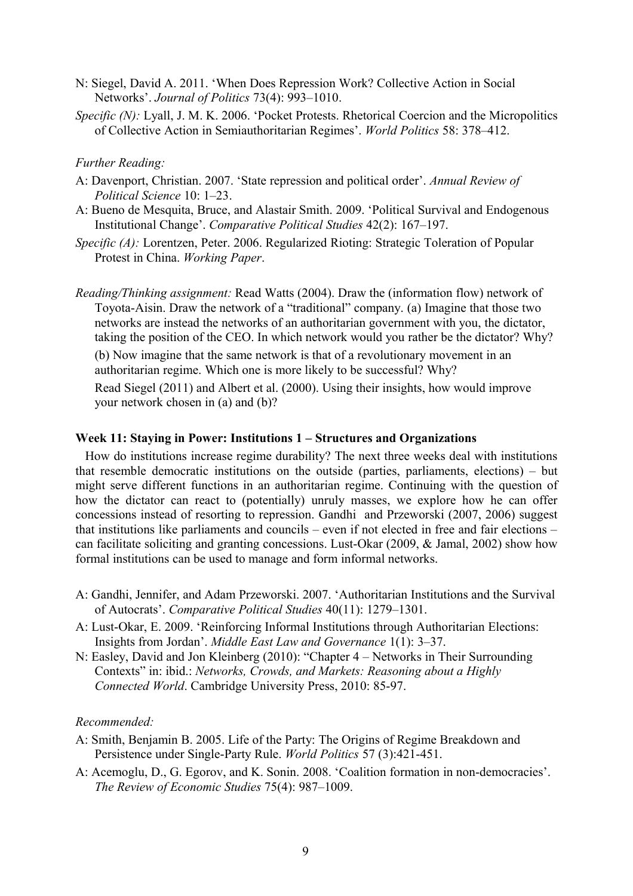N: Siegel, David A. 2011. 'When Does Repression Work? Collective Action in Social Networks'. *Journal of Politics* 73(4): 993–1010.

*Specific (N):* Lyall, J. M. K. 2006. 'Pocket Protests. Rhetorical Coercion and the Micropolitics of Collective Action in Semiauthoritarian Regimes'. *World Politics* 58: 378–412.

*Further Reading:*

A: Davenport, Christian. 2007. 'State repression and political order'. *Annual Review of Political Science* 10: 1–23.

A: Bueno de Mesquita, Bruce, and Alastair Smith. 2009. 'Political Survival and Endogenous Institutional Change'. *Comparative Political Studies* 42(2): 167–197.

*Specific (A):* Lorentzen, Peter. 2006. Regularized Rioting: Strategic Toleration of Popular Protest in China. *Working Paper*.

*Reading/Thinking assignment:* Read Watts (2004). Draw the (information flow) network of Toyota-Aisin. Draw the network of a "traditional" company. (a) Imagine that those two networks are instead the networks of an authoritarian government with you, the dictator, taking the position of the CEO. In which network would you rather be the dictator? Why?

(b) Now imagine that the same network is that of a revolutionary movement in an authoritarian regime. Which one is more likely to be successful? Why?

Read Siegel (2011) and Albert et al. (2000). Using their insights, how would improve your network chosen in (a) and (b)?

**Week 11: Staying in Power: Institutions 1 – Structures and Organizations**

How do institutions increase regime durability? The next three weeks deal with institutions that resemble democratic institutions on the outside (parties, parliaments, elections) – but might serve different functions in an authoritarian regime. Continuing with the question of how the dictator can react to (potentially) unruly masses, we explore how he can offer concessions instead of resorting to repression. Gandhi and Przeworski (2007, 2006) suggest that institutions like parliaments and councils – even if not elected in free and fair elections – can facilitate soliciting and granting concessions. Lust-Okar (2009, & Jamal, 2002) show how formal institutions can be used to manage and form informal networks.

A: Gandhi, Jennifer, and Adam Przeworski. 2007. 'Authoritarian Institutions and the Survival of Autocrats'. *Comparative Political Studies* 40(11): 1279–1301.

A: Lust-Okar, E. 2009. 'Reinforcing Informal Institutions through Authoritarian Elections: Insights from Jordan'. *Middle East Law and Governance* 1(1): 3–37.

N: Easley, David and Jon Kleinberg (2010): "Chapter 4 – Networks in Their Surrounding Contexts" in: ibid.: *Networks, Crowds, and Markets: Reasoning about a Highly Connected World*. Cambridge University Press, 2010: 85-97.

*Recommended:*

A: Smith, Benjamin B. 2005. Life of the Party: The Origins of Regime Breakdown and Persistence under Single-Party Rule. *World Politics* 57 (3):421-451.

A: Acemoglu, D., G. Egorov, and K. Sonin. 2008. 'Coalition formation in non-democracies'. *The Review of Economic Studies* 75(4): 987–1009.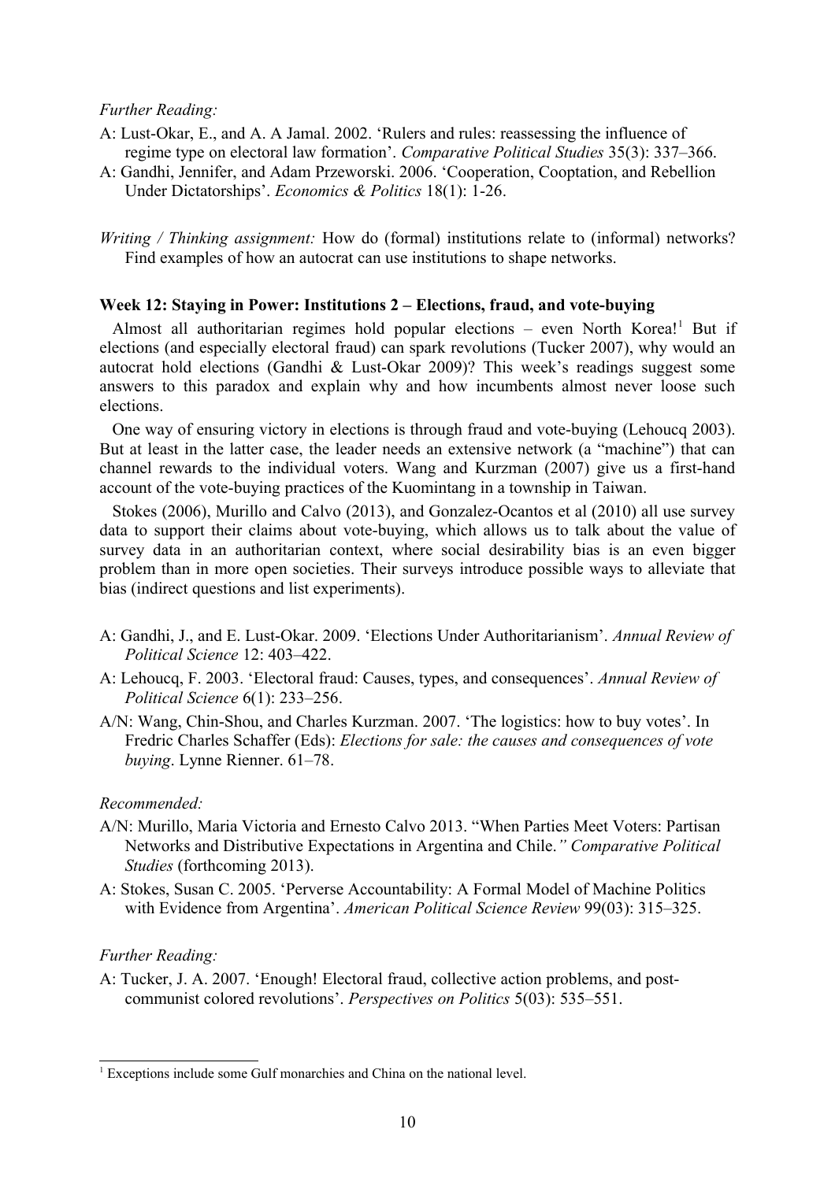*Further Reading:*

A: Lust-Okar, E., and A. A Jamal. 2002. 'Rulers and rules: reassessing the influence of regime type on electoral law formation'. *Comparative Political Studies* 35(3): 337–366.

A: Gandhi, Jennifer, and Adam Przeworski. 2006. 'Cooperation, Cooptation, and Rebellion Under Dictatorships'. *Economics & Politics* 18(1): 1-26.

*Writing / Thinking assignment:* How do (formal) institutions relate to (informal) networks? Find examples of how an autocrat can use institutions to shape networks.

### Week 12: Staying in Power: Institutions 2 – Elections, fraud, and vote-buying

Almost all authoritarian regimes hold popular elections – even North Korea![1] But if elections (and especially electoral fraud) can spark revolutions (Tucker 2007), why would an autocrat hold elections (Gandhi & Lust-Okar 2009)? This week's readings suggest some answers to this paradox and explain why and how incumbents almost never loose such elections.

One way of ensuring victory in elections is through fraud and vote-buying (Lehoucq 2003). But at least in the latter case, the leader needs an extensive network (a "machine") that can channel rewards to the individual voters. Wang and Kurzman (2007) give us a first-hand account of the vote-buying practices of the Kuomintang in a township in Taiwan.

Stokes (2006), Murillo and Calvo (2013), and Gonzalez-Ocantos et al (2010) all use survey data to support their claims about vote-buying, which allows us to talk about the value of survey data in an authoritarian context, where social desirability bias is an even bigger problem than in more open societies. Their surveys introduce possible ways to alleviate that bias (indirect questions and list experiments).

A: Gandhi, J., and E. Lust-Okar. 2009. 'Elections Under Authoritarianism'. *Annual Review of Political Science* 12: 403–422.

A: Lehoucq, F. 2003. 'Electoral fraud: Causes, types, and consequences'. *Annual Review of Political Science* 6(1): 233–256.

A/N: Wang, Chin-Shou, and Charles Kurzman. 2007. 'The logistics: how to buy votes'. In Fredric Charles Schaffer (Eds): *Elections for sale: the causes and consequences of vote buying*. Lynne Rienner. 61–78.

*Recommended:*

A/N: Murillo, Maria Victoria and Ernesto Calvo 2013. "When Parties Meet Voters: Partisan Networks and Distributive Expectations in Argentina and Chile.*" Comparative Political Studies* (forthcoming 2013).

A: Stokes, Susan C. 2005. 'Perverse Accountability: A Formal Model of Machine Politics with Evidence from Argentina'. *American Political Science Review* 99(03): 315–325.

*Further Reading:*

A: Tucker, J. A. 2007. 'Enough! Electoral fraud, collective action problems, and post-communist colored revolutions'. *Perspectives on Politics* 5(03): 535–551.

[1] Exceptions include some Gulf monarchies and China on the national level.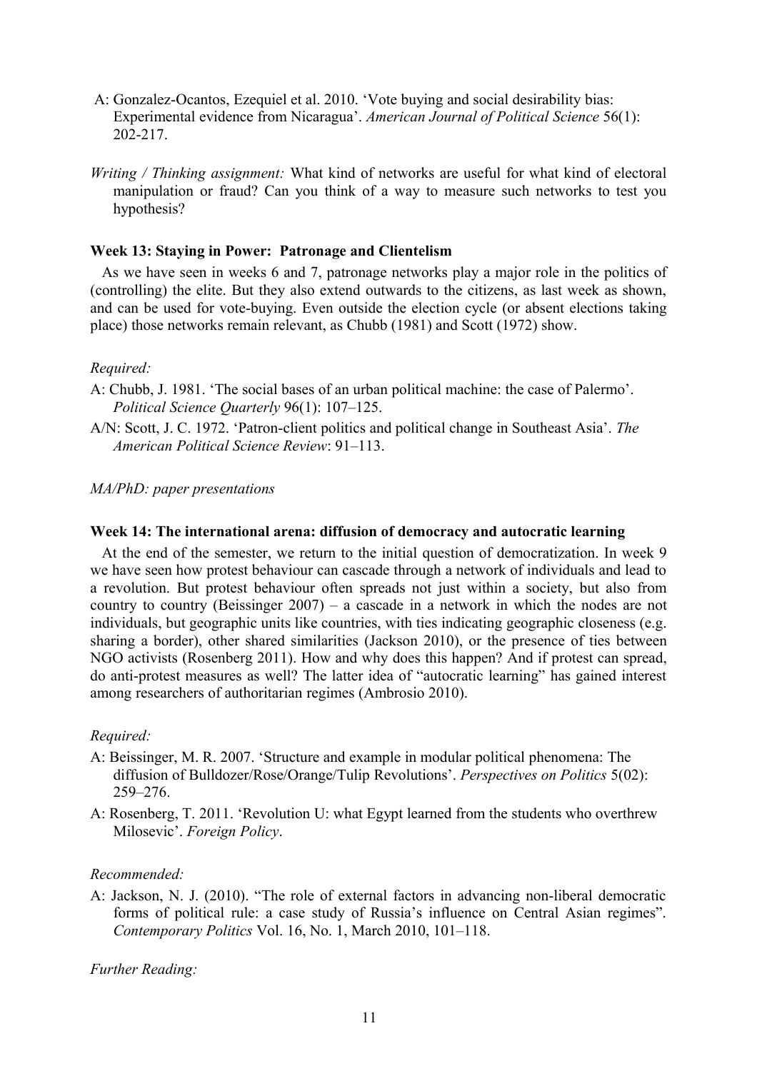A: Gonzalez-Ocantos, Ezequiel et al. 2010. 'Vote buying and social desirability bias: Experimental evidence from Nicaragua'. *American Journal of Political Science* 56(1): 202-217.

*Writing / Thinking assignment:* What kind of networks are useful for what kind of electoral manipulation or fraud? Can you think of a way to measure such networks to test you hypothesis?

### Week 13: Staying in Power: Patronage and Clientelism

As we have seen in weeks 6 and 7, patronage networks play a major role in the politics of (controlling) the elite. But they also extend outwards to the citizens, as last week as shown, and can be used for vote-buying. Even outside the election cycle (or absent elections taking place) those networks remain relevant, as Chubb (1981) and Scott (1972) show.

*Required:*

A: Chubb, J. 1981. 'The social bases of an urban political machine: the case of Palermo'. *Political Science Quarterly* 96(1): 107–125.

A/N: Scott, J. C. 1972. 'Patron-client politics and political change in Southeast Asia'. *The American Political Science Review*: 91–113.

*MA/PhD: paper presentations*

### Week 14: The international arena: diffusion of democracy and autocratic learning

At the end of the semester, we return to the initial question of democratization. In week 9 we have seen how protest behaviour can cascade through a network of individuals and lead to a revolution. But protest behaviour often spreads not just within a society, but also from country to country (Beissinger 2007) – a cascade in a network in which the nodes are not individuals, but geographic units like countries, with ties indicating geographic closeness (e.g. sharing a border), other shared similarities (Jackson 2010), or the presence of ties between NGO activists (Rosenberg 2011). How and why does this happen? And if protest can spread, do anti-protest measures as well? The latter idea of "autocratic learning" has gained interest among researchers of authoritarian regimes (Ambrosio 2010).

*Required:*

A: Beissinger, M. R. 2007. 'Structure and example in modular political phenomena: The diffusion of Bulldozer/Rose/Orange/Tulip Revolutions'. *Perspectives on Politics* 5(02): 259–276.

A: Rosenberg, T. 2011. 'Revolution U: what Egypt learned from the students who overthrew Milosevic'. *Foreign Policy*.

*Recommended:*

A: Jackson, N. J. (2010). "The role of external factors in advancing non-liberal democratic forms of political rule: a case study of Russia's influence on Central Asian regimes". *Contemporary Politics* Vol. 16, No. 1, March 2010, 101–118.

*Further Reading:*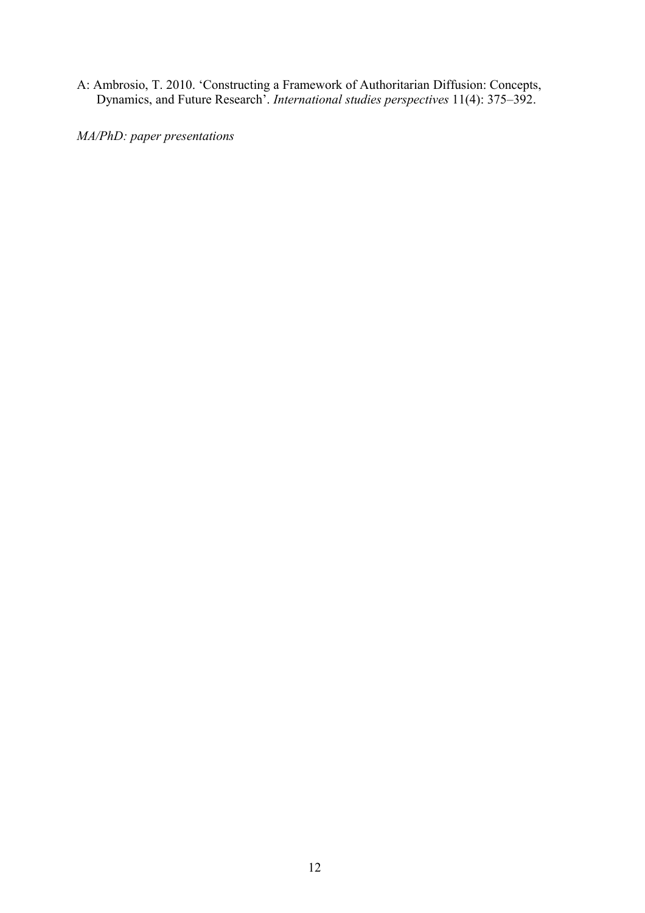A: Ambrosio, T. 2010. 'Constructing a Framework of Authoritarian Diffusion: Concepts, Dynamics, and Future Research'. *International studies perspectives* 11(4): 375–392.

*MA/PhD: paper presentations*